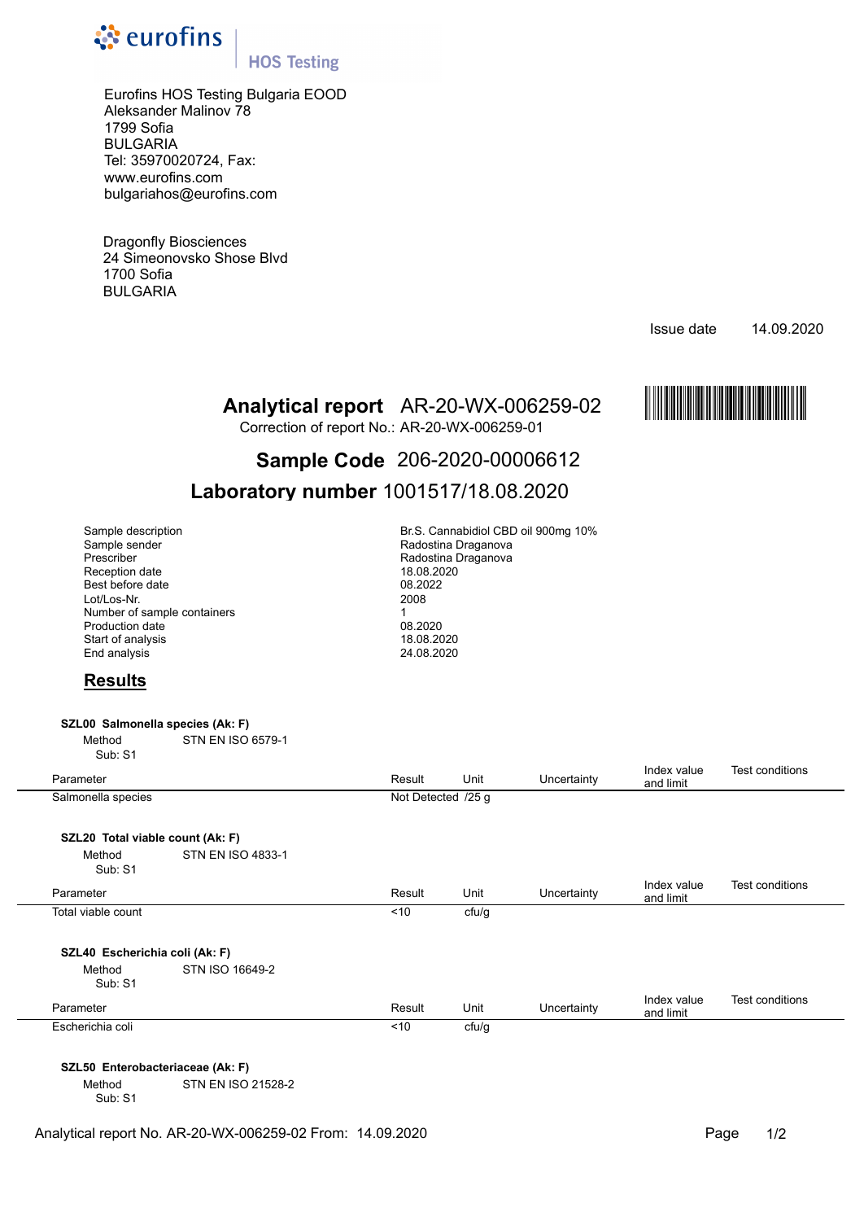eurofins | HOS Testing

Eurofins HOS Testing Bulgaria EOOD
Aleksander Malinov 78
1799 Sofia
BULGARIA
Tel: 35970020724, Fax:
www.eurofins.com
bulgariahos@eurofins.com

Dragonfly Biosciences
24 Simeonovsko Shose Blvd
1700 Sofia
BULGARIA

Issue date 14.09.2020

# Analytical report AR-20-WX-006259-02

Correction of report No.: AR-20-WX-006259-01

## Sample Code 206-2020-00006612

## Laboratory number 1001517/18.08.2020

| | |
|---|---|
| Sample description | Br.S. Cannabidiol CBD oil 900mg 10% |
| Sample sender | Radostina Draganova |
| Prescriber | Radostina Draganova |
| Reception date | 18.08.2020 |
| Best before date | 08.2022 |
| Lot/Los-Nr. | 2008 |
| Number of sample containers | 1 |
| Production date | 08.2020 |
| Start of analysis | 18.08.2020 |
| End analysis | 24.08.2020 |

## Results

**SZL00 Salmonella species (Ak: F)**

Method STN EN ISO 6579-1
Sub: S1

| Parameter | Result | Unit | Uncertainty | Index value and limit | Test conditions |
|---|---|---|---|---|---|
| Salmonella species | Not Detected | /25 g | | | |

**SZL20 Total viable count (Ak: F)**

Method STN EN ISO 4833-1
Sub: S1

| Parameter | Result | Unit | Uncertainty | Index value and limit | Test conditions |
|---|---|---|---|---|---|
| Total viable count | <10 | cfu/g | | | |

**SZL40 Escherichia coli (Ak: F)**

Method STN ISO 16649-2
Sub: S1

| Parameter | Result | Unit | Uncertainty | Index value and limit | Test conditions |
|---|---|---|---|---|---|
| Escherichia coli | <10 | cfu/g | | | |

**SZL50 Enterobacteriaceae (Ak: F)**

Method STN EN ISO 21528-2
Sub: S1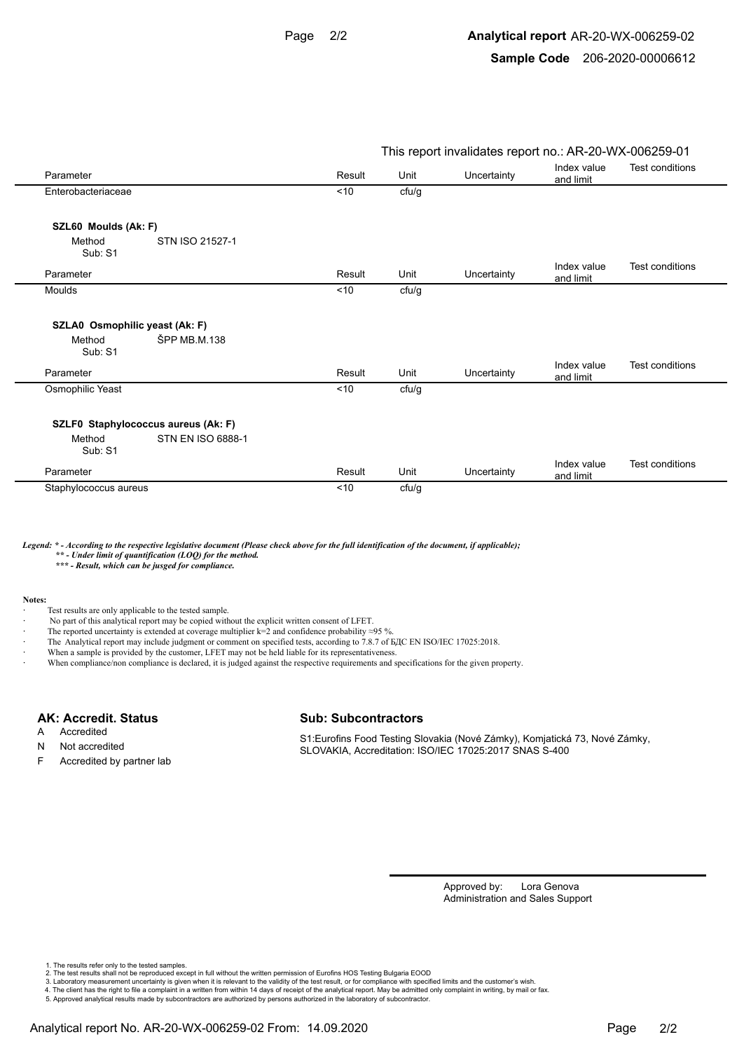This report invalidates report no.: AR-20-WX-006259-01

| Parameter | Result | Unit | Uncertainty | Index value and limit | Test conditions |
|---|---|---|---|---|---|
| Enterobacteriaceae | <10 | cfu/g | | | |

**SZL60 Moulds (Ak: F)**

Method STN ISO 21527-1
Sub: S1

| Parameter | Result | Unit | Uncertainty | Index value and limit | Test conditions |
|---|---|---|---|---|---|
| Moulds | <10 | cfu/g | | | |

**SZLA0 Osmophilic yeast (Ak: F)**

Method ŠPP MB.M.138
Sub: S1

| Parameter | Result | Unit | Uncertainty | Index value and limit | Test conditions |
|---|---|---|---|---|---|
| Osmophilic Yeast | <10 | cfu/g | | | |

**SZLF0 Staphylococcus aureus (Ak: F)**

Method STN EN ISO 6888-1
Sub: S1

| Parameter | Result | Unit | Uncertainty | Index value and limit | Test conditions |
|---|---|---|---|---|---|
| Staphylococcus aureus | <10 | cfu/g | | | |

***Legend: * - According to the respective legislative document (Please check above for the full identification of the document, if applicable);***
***\*\* - Under limit of quantification (LOQ) for the method.***
***\*\*\* - Result, which can be jusged for compliance.***

**Notes:**

- Test results are only applicable to the tested sample.
- No part of this analytical report may be copied without the explicit written consent of LFET.
- The reported uncertainty is extended at coverage multiplier k=2 and confidence probability ≈95 %.
- The Analytical report may include judgment or comment on specified tests, according to 7.8.7 of БДС EN ISO/IEC 17025:2018.
- When a sample is provided by the customer, LFET may not be held liable for its representativeness.
- When compliance/non compliance is declared, it is judged against the respective requirements and specifications for the given property.

**AK: Accredit. Status**

A Accredited
N Not accredited
F Accredited by partner lab

**Sub: Subcontractors**

S1:Eurofins Food Testing Slovakia (Nové Zámky), Komjatická 73, Nové Zámky, SLOVAKIA, Accreditation: ISO/IEC 17025:2017 SNAS S-400

Approved by: Lora Genova
Administration and Sales Support

1. The results refer only to the tested samples.
2. The test results shall not be reproduced except in full without the written permission of Eurofins HOS Testing Bulgaria EOOD
3. Laboratory measurement uncertainty is given when it is relevant to the validity of the test result, or for compliance with specified limits and the customer's wish.
4. The client has the right to file a complaint in a written from within 14 days of receipt of the analytical report. May be admitted only complaint in writing, by mail or fax.
5. Approved analytical results made by subcontractors are authorized by persons authorized in the laboratory of subcontractor.